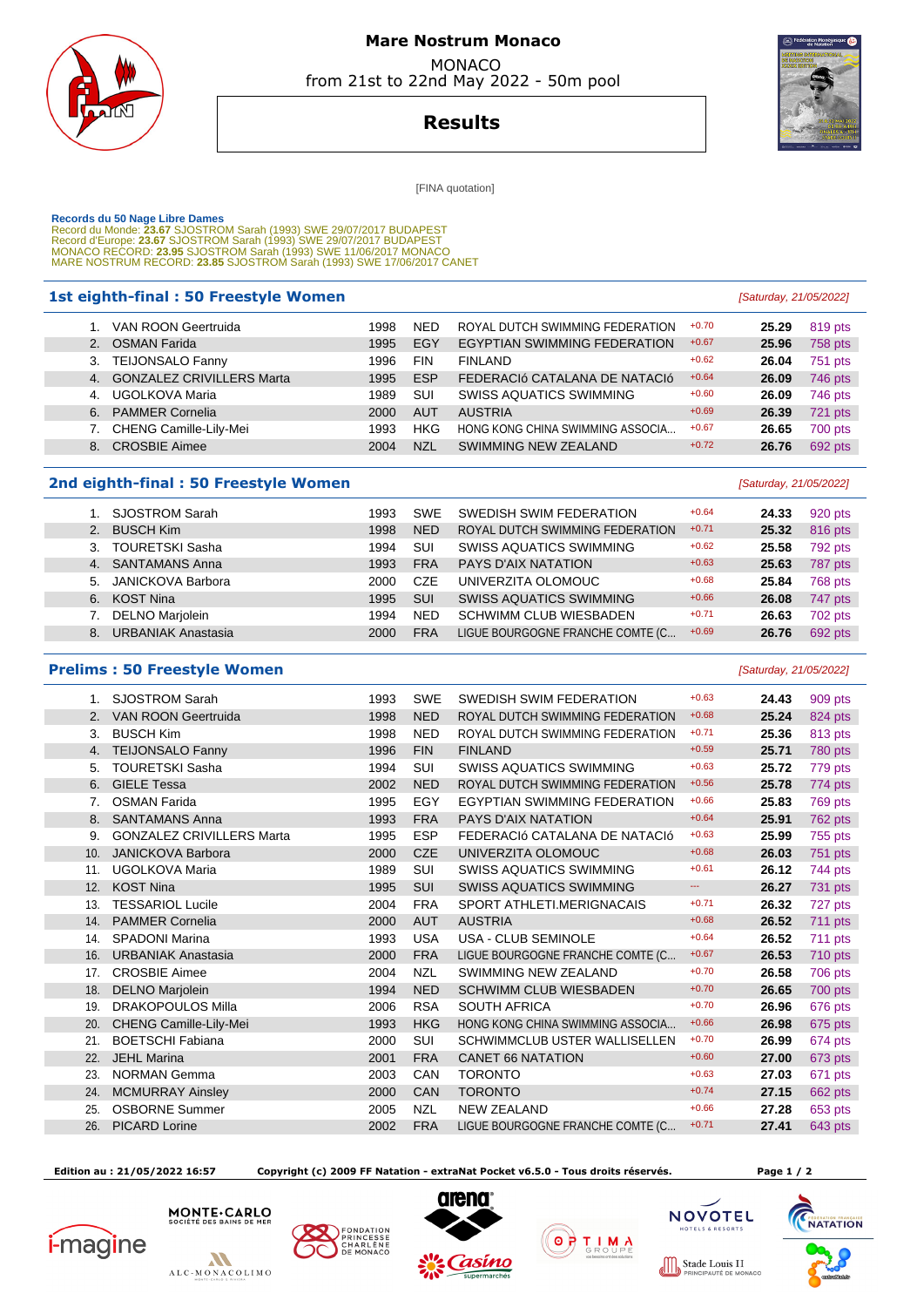# Mare Nostrum Monaco

MONACO
from 21st to 22nd May 2022 - 50m pool

## Results

[FINA quotation]

**Records du 50 Nage Libre Dames**
Record du Monde: **23.67** SJOSTROM Sarah (1993) SWE 29/07/2017 BUDAPEST
Record d'Europe: **23.67** SJOSTROM Sarah (1993) SWE 29/07/2017 BUDAPEST
MONACO RECORD: **23.95** SJOSTROM Sarah (1993) SWE 11/06/2017 MONACO
MARE NOSTRUM RECORD: **23.85** SJOSTROM Sarah (1993) SWE 17/06/2017 CANET

### 1st eighth-final : 50 Freestyle Women

*[Saturday, 21/05/2022]*

| Rank | Name | Year | Nat | Club | RT | Time | Points |
|---|---|---|---|---|---|---|---|
| 1. | VAN ROON Geertruida | 1998 | NED | ROYAL DUTCH SWIMMING FEDERATION | +0.70 | **25.29** | 819 pts |
| 2. | OSMAN Farida | 1995 | EGY | EGYPTIAN SWIMMING FEDERATION | +0.67 | **25.96** | 758 pts |
| 3. | TEIJONSALO Fanny | 1996 | FIN | FINLAND | +0.62 | **26.04** | 751 pts |
| 4. | GONZALEZ CRIVILLERS Marta | 1995 | ESP | FEDERACIÓ CATALANA DE NATACIÓ | +0.64 | **26.09** | 746 pts |
| 4. | UGOLKOVA Maria | 1989 | SUI | SWISS AQUATICS SWIMMING | +0.60 | **26.09** | 746 pts |
| 6. | PAMMER Cornelia | 2000 | AUT | AUSTRIA | +0.69 | **26.39** | 721 pts |
| 7. | CHENG Camille-Lily-Mei | 1993 | HKG | HONG KONG CHINA SWIMMING ASSOCIA... | +0.67 | **26.65** | 700 pts |
| 8. | CROSBIE Aimee | 2004 | NZL | SWIMMING NEW ZEALAND | +0.72 | **26.76** | 692 pts |

### 2nd eighth-final : 50 Freestyle Women

*[Saturday, 21/05/2022]*

| Rank | Name | Year | Nat | Club | RT | Time | Points |
|---|---|---|---|---|---|---|---|
| 1. | SJOSTROM Sarah | 1993 | SWE | SWEDISH SWIM FEDERATION | +0.64 | **24.33** | 920 pts |
| 2. | BUSCH Kim | 1998 | NED | ROYAL DUTCH SWIMMING FEDERATION | +0.71 | **25.32** | 816 pts |
| 3. | TOURETSKI Sasha | 1994 | SUI | SWISS AQUATICS SWIMMING | +0.62 | **25.58** | 792 pts |
| 4. | SANTAMANS Anna | 1993 | FRA | PAYS D'AIX NATATION | +0.63 | **25.63** | 787 pts |
| 5. | JANICKOVA Barbora | 2000 | CZE | UNIVERZITA OLOMOUC | +0.68 | **25.84** | 768 pts |
| 6. | KOST Nina | 1995 | SUI | SWISS AQUATICS SWIMMING | +0.66 | **26.08** | 747 pts |
| 7. | DELNO Marjolein | 1994 | NED | SCHWIMM CLUB WIESBADEN | +0.71 | **26.63** | 702 pts |
| 8. | URBANIAK Anastasia | 2000 | FRA | LIGUE BOURGOGNE FRANCHE COMTE (C... | +0.69 | **26.76** | 692 pts |

### Prelims : 50 Freestyle Women

*[Saturday, 21/05/2022]*

| Rank | Name | Year | Nat | Club | RT | Time | Points |
|---|---|---|---|---|---|---|---|
| 1. | SJOSTROM Sarah | 1993 | SWE | SWEDISH SWIM FEDERATION | +0.63 | **24.43** | 909 pts |
| 2. | VAN ROON Geertruida | 1998 | NED | ROYAL DUTCH SWIMMING FEDERATION | +0.68 | **25.24** | 824 pts |
| 3. | BUSCH Kim | 1998 | NED | ROYAL DUTCH SWIMMING FEDERATION | +0.71 | **25.36** | 813 pts |
| 4. | TEIJONSALO Fanny | 1996 | FIN | FINLAND | +0.59 | **25.71** | 780 pts |
| 5. | TOURETSKI Sasha | 1994 | SUI | SWISS AQUATICS SWIMMING | +0.63 | **25.72** | 779 pts |
| 6. | GIELE Tessa | 2002 | NED | ROYAL DUTCH SWIMMING FEDERATION | +0.56 | **25.78** | 774 pts |
| 7. | OSMAN Farida | 1995 | EGY | EGYPTIAN SWIMMING FEDERATION | +0.66 | **25.83** | 769 pts |
| 8. | SANTAMANS Anna | 1993 | FRA | PAYS D'AIX NATATION | +0.64 | **25.91** | 762 pts |
| 9. | GONZALEZ CRIVILLERS Marta | 1995 | ESP | FEDERACIÓ CATALANA DE NATACIÓ | +0.63 | **25.99** | 755 pts |
| 10. | JANICKOVA Barbora | 2000 | CZE | UNIVERZITA OLOMOUC | +0.68 | **26.03** | 751 pts |
| 11. | UGOLKOVA Maria | 1989 | SUI | SWISS AQUATICS SWIMMING | +0.61 | **26.12** | 744 pts |
| 12. | KOST Nina | 1995 | SUI | SWISS AQUATICS SWIMMING | --- | **26.27** | 731 pts |
| 13. | TESSARIOL Lucile | 2004 | FRA | SPORT ATHLETI.MERIGNACAIS | +0.71 | **26.32** | 727 pts |
| 14. | PAMMER Cornelia | 2000 | AUT | AUSTRIA | +0.68 | **26.52** | 711 pts |
| 14. | SPADONI Marina | 1993 | USA | USA - CLUB SEMINOLE | +0.64 | **26.52** | 711 pts |
| 16. | URBANIAK Anastasia | 2000 | FRA | LIGUE BOURGOGNE FRANCHE COMTE (C... | +0.67 | **26.53** | 710 pts |
| 17. | CROSBIE Aimee | 2004 | NZL | SWIMMING NEW ZEALAND | +0.70 | **26.58** | 706 pts |
| 18. | DELNO Marjolein | 1994 | NED | SCHWIMM CLUB WIESBADEN | +0.70 | **26.65** | 700 pts |
| 19. | DRAKOPOULOS Milla | 2006 | RSA | SOUTH AFRICA | +0.70 | **26.96** | 676 pts |
| 20. | CHENG Camille-Lily-Mei | 1993 | HKG | HONG KONG CHINA SWIMMING ASSOCIA... | +0.66 | **26.98** | 675 pts |
| 21. | BOETSCHI Fabiana | 2000 | SUI | SCHWIMMCLUB USTER WALLISELLEN | +0.70 | **26.99** | 674 pts |
| 22. | JEHL Marina | 2001 | FRA | CANET 66 NATATION | +0.60 | **27.00** | 673 pts |
| 23. | NORMAN Gemma | 2003 | CAN | TORONTO | +0.63 | **27.03** | 671 pts |
| 24. | MCMURRAY Ainsley | 2000 | CAN | TORONTO | +0.74 | **27.15** | 662 pts |
| 25. | OSBORNE Summer | 2005 | NZL | NEW ZEALAND | +0.66 | **27.28** | 653 pts |
| 26. | PICARD Lorine | 2002 | FRA | LIGUE BOURGOGNE FRANCHE COMTE (C... | +0.71 | **27.41** | 643 pts |

**Edition au : 21/05/2022 16:57** **Copyright (c) 2009 FF Natation - extraNat Pocket v6.5.0 - Tous droits réservés.**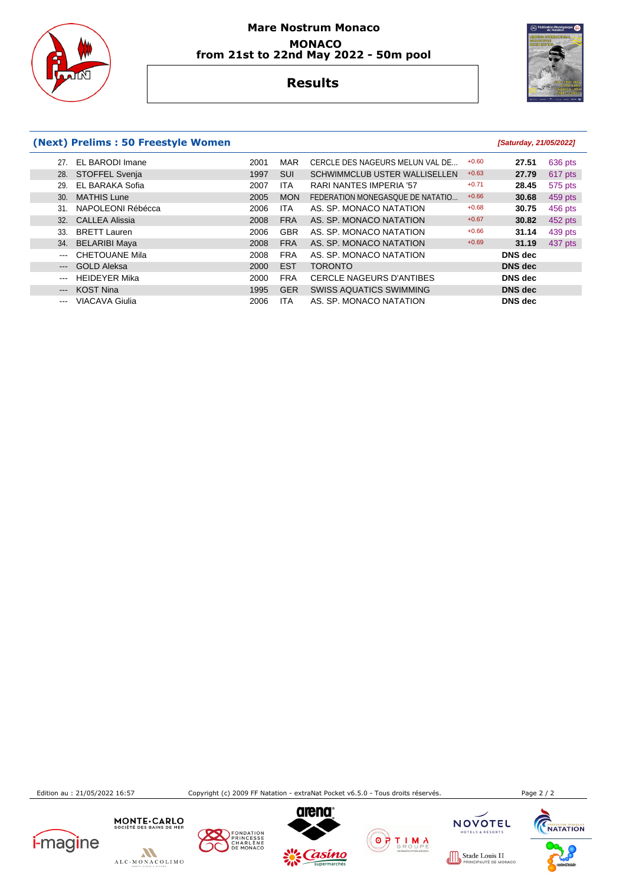# Mare Nostrum Monaco

**MONACO**
**from 21st to 22nd May 2022 - 50m pool**

## Results

### (Next) Prelims : 50 Freestyle Women

***[Saturday, 21/05/2022]***

| | | | | | | | |
|---|---|---|---|---|---|---|---|
| 27. | EL BARODI Imane | 2001 | MAR | CERCLE DES NAGEURS MELUN VAL DE... | +0.60 | **27.51** | 636 pts |
| 28. | STOFFEL Svenja | 1997 | SUI | SCHWIMMCLUB USTER WALLISELLEN | +0.63 | **27.79** | 617 pts |
| 29. | EL BARAKA Sofia | 2007 | ITA | RARI NANTES IMPERIA '57 | +0.71 | **28.45** | 575 pts |
| 30. | MATHIS Lune | 2005 | MON | FEDERATION MONEGASQUE DE NATATIO... | +0.66 | **30.68** | 459 pts |
| 31. | NAPOLEONI Rébécca | 2006 | ITA | AS. SP. MONACO NATATION | +0.68 | **30.75** | 456 pts |
| 32. | CALLEA Alissia | 2008 | FRA | AS. SP. MONACO NATATION | +0.67 | **30.82** | 452 pts |
| 33. | BRETT Lauren | 2006 | GBR | AS. SP. MONACO NATATION | +0.66 | **31.14** | 439 pts |
| 34. | BELARIBI Maya | 2008 | FRA | AS. SP. MONACO NATATION | +0.69 | **31.19** | 437 pts |
| --- | CHETOUANE Mila | 2008 | FRA | AS. SP. MONACO NATATION | | **DNS dec** | |
| --- | GOLD Aleksa | 2000 | EST | TORONTO | | **DNS dec** | |
| --- | HEIDEYER Mika | 2000 | FRA | CERCLE NAGEURS D'ANTIBES | | **DNS dec** | |
| --- | KOST Nina | 1995 | GER | SWISS AQUATICS SWIMMING | | **DNS dec** | |
| --- | VIACAVA Giulia | 2006 | ITA | AS. SP. MONACO NATATION | | **DNS dec** | |

Edition au : 21/05/2022 16:57 Copyright (c) 2009 FF Natation - extraNat Pocket v6.5.0 - Tous droits réservés.